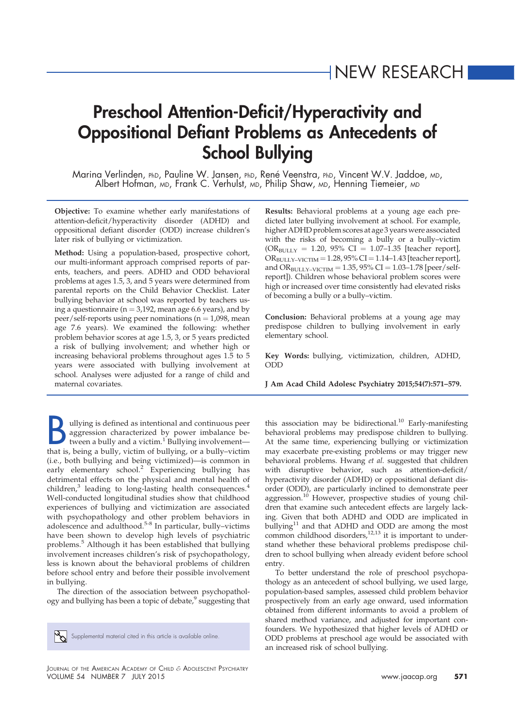# Preschool Attention-Deficit/Hyperactivity and Oppositional Defiant Problems as Antecedents of School Bullying

Marina Verlinden, PhD, Pauline W. Jansen, PhD, René Veenstra, PhD, Vincent W.V. Jaddoe, MD, Albert Hofman, MD, Frank C. Verhulst, MD, Philip Shaw, MD, Henning Tiemeier, MD

**Objective:** To examine whether early manifestations of attention-deficit/hyperactivity disorder (ADHD) and oppositional defiant disorder (ODD) increase children's later risk of bullying or victimization.

**Method:** Using a population-based, prospective cohort, our multi-informant approach comprised reports of parents, teachers, and peers. ADHD and ODD behavioral problems at ages 1.5, 3, and 5 years were determined from parental reports on the Child Behavior Checklist. Later bullying behavior at school was reported by teachers using a questionnaire (n = 3,192, mean age 6.6 years), and by peer/self-reports using peer nominations (n = 1,098, mean age 7.6 years). We examined the following: whether problem behavior scores at age 1.5, 3, or 5 years predicted a risk of bullying involvement; and whether high or increasing behavioral problems throughout ages 1.5 to 5 years were associated with bullying involvement at school. Analyses were adjusted for a range of child and maternal covariates.

**Results:** Behavioral problems at a young age each predicted later bullying involvement at school. For example, higher ADHD problem scores at age 3 years were associated with the risks of becoming a bully or a bully–victim ($OR_{BULLY}$ = 1.20, 95% CI = 1.07–1.35 [teacher report], $OR_{BULLY-VICTIM}$ = 1.28, 95% CI = 1.14–1.43 [teacher report], and $OR_{BULLY-VICTIM}$ = 1.35, 95% CI = 1.03–1.78 [peer/self-report]). Children whose behavioral problem scores were high or increased over time consistently had elevated risks of becoming a bully or a bully–victim.

**Conclusion:** Behavioral problems at a young age may predispose children to bullying involvement in early elementary school.

**Key Words:** bullying, victimization, children, ADHD, ODD

**J Am Acad Child Adolesc Psychiatry 2015;54(7):571–579.**

Bullying is defined as intentional and continuous peer aggression characterized by power imbalance between a bully and a victim.[1] Bullying involvement—that is, being a bully, victim of bullying, or a bully–victim (i.e., both bullying and being victimized)—is common in early elementary school.[2] Experiencing bullying has detrimental effects on the physical and mental health of children,[3] leading to long-lasting health consequences.[4] Well-conducted longitudinal studies show that childhood experiences of bullying and victimization are associated with psychopathology and other problem behaviors in adolescence and adulthood.[5-8] In particular, bully–victims have been shown to develop high levels of psychiatric problems.[5] Although it has been established that bullying involvement increases children's risk of psychopathology, less is known about the behavioral problems of children before school entry and before their possible involvement in bullying.

The direction of the association between psychopathology and bullying has been a topic of debate,[9] suggesting that this association may be bidirectional.[10] Early-manifesting behavioral problems may predispose children to bullying. At the same time, experiencing bullying or victimization may exacerbate pre-existing problems or may trigger new behavioral problems. Hwang *et al.* suggested that children with disruptive behavior, such as attention-deficit/hyperactivity disorder (ADHD) or oppositional defiant disorder (ODD), are particularly inclined to demonstrate peer aggression.[10] However, prospective studies of young children that examine such antecedent effects are largely lacking. Given that both ADHD and ODD are implicated in bullying[11] and that ADHD and ODD are among the most common childhood disorders,[12,13] it is important to understand whether these behavioral problems predispose children to school bullying when already evident before school entry.

To better understand the role of preschool psychopathology as an antecedent of school bullying, we used large, population-based samples, assessed child problem behavior prospectively from an early age onward, used information obtained from different informants to avoid a problem of shared method variance, and adjusted for important confounders. We hypothesized that higher levels of ADHD or ODD problems at preschool age would be associated with an increased risk of school bullying.

Supplemental material cited in this article is available online.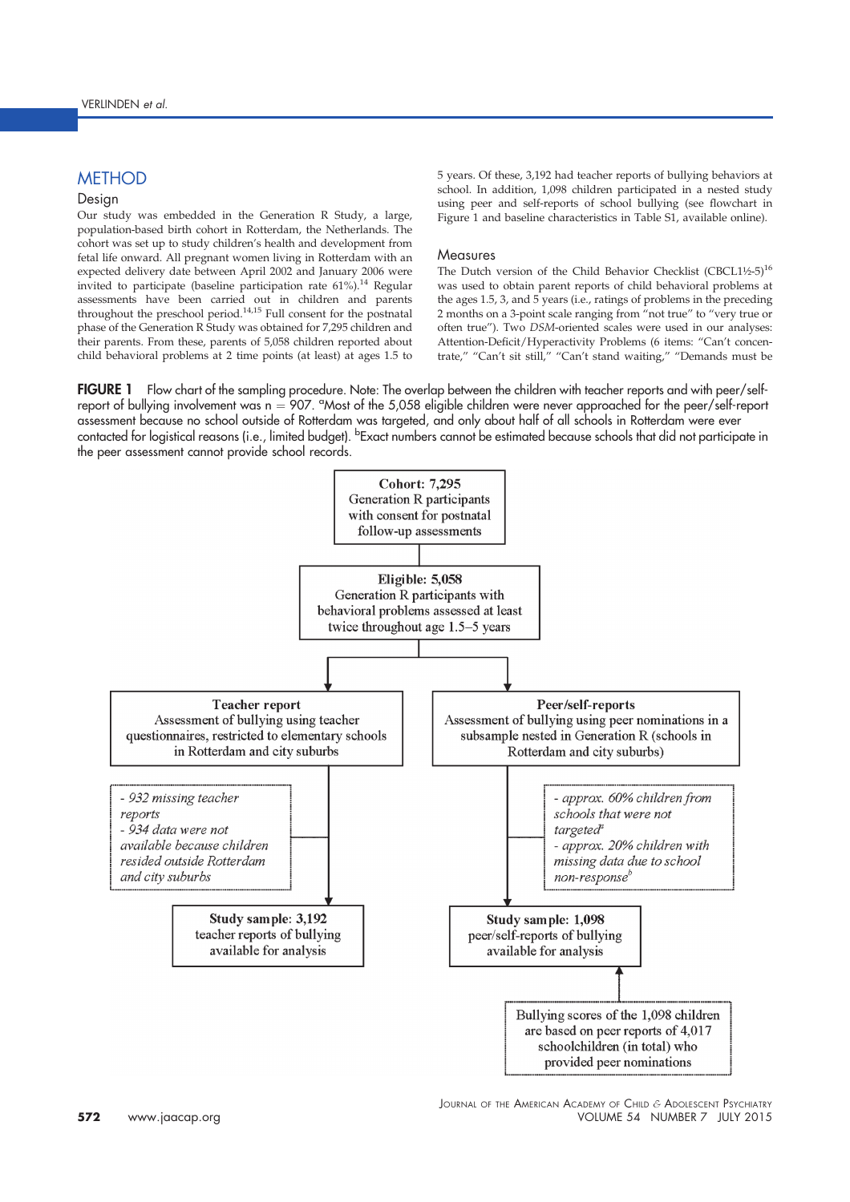# METHOD

## Design

Our study was embedded in the Generation R Study, a large, population-based birth cohort in Rotterdam, the Netherlands. The cohort was set up to study children's health and development from fetal life onward. All pregnant women living in Rotterdam with an expected delivery date between April 2002 and January 2006 were invited to participate (baseline participation rate 61%).[14] Regular assessments have been carried out in children and parents throughout the preschool period.[14,15] Full consent for the postnatal phase of the Generation R Study was obtained for 7,295 children and their parents. From these, parents of 5,058 children reported about child behavioral problems at 2 time points (at least) at ages 1.5 to 5 years. Of these, 3,192 had teacher reports of bullying behaviors at school. In addition, 1,098 children participated in a nested study using peer and self-reports of school bullying (see flowchart in Figure 1 and baseline characteristics in Table S1, available online).

## Measures

The Dutch version of the Child Behavior Checklist (CBCL1½-5)[16] was used to obtain parent reports of child behavioral problems at the ages 1.5, 3, and 5 years (i.e., ratings of problems in the preceding 2 months on a 3-point scale ranging from "not true" to "very true or often true"). Two *DSM*-oriented scales were used in our analyses: Attention-Deficit/Hyperactivity Problems (6 items: "Can't concentrate," "Can't sit still," "Can't stand waiting," "Demands must be

**FIGURE 1** Flow chart of the sampling procedure. Note: The overlap between the children with teacher reports and with peer/self-report of bullying involvement was n = 907. [a]Most of the 5,058 eligible children were never approached for the peer/self-report assessment because no school outside of Rotterdam was targeted, and only about half of all schools in Rotterdam were ever contacted for logistical reasons (i.e., limited budget). [b]Exact numbers cannot be estimated because schools that did not participate in the peer assessment cannot provide school records.

**Cohort: 7,295**
Generation R participants with consent for postnatal follow-up assessments

↓

**Eligible: 5,058**
Generation R participants with behavioral problems assessed at least twice throughout age 1.5–5 years

↓

**Teacher report**
Assessment of bullying using teacher questionnaires, restricted to elementary schools in Rotterdam and city suburbs

*- 932 missing teacher reports*
*- 934 data were not available because children resided outside Rotterdam and city suburbs*

↓

**Study sample: 3,192**
teacher reports of bullying available for analysis

**Peer/self-reports**
Assessment of bullying using peer nominations in a subsample nested in Generation R (schools in Rotterdam and city suburbs)

*- approx. 60% children from schools that were not targeted[a]*
*- approx. 20% children with missing data due to school non-response[b]*

↓

**Study sample: 1,098**
peer/self-reports of bullying available for analysis

↑

Bullying scores of the 1,098 children are based on peer reports of 4,017 schoolchildren (in total) who provided peer nominations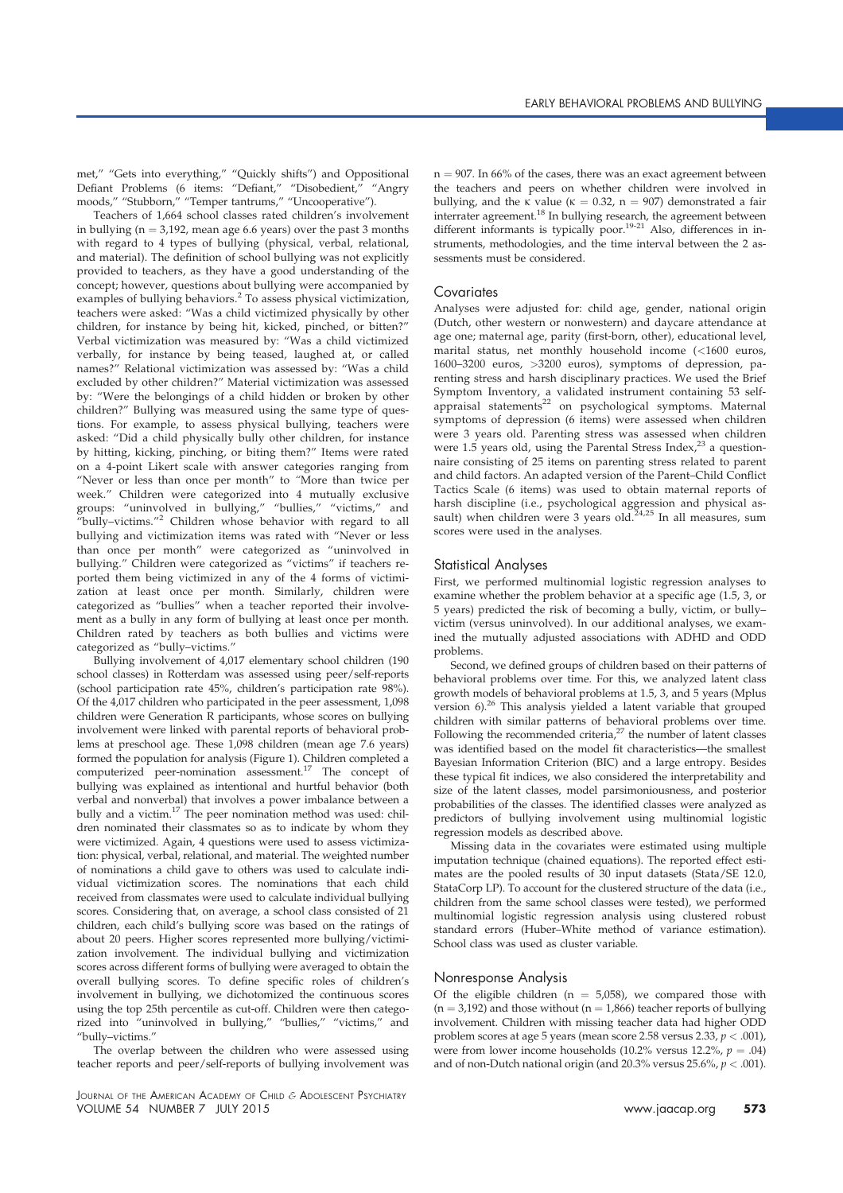met," "Gets into everything," "Quickly shifts") and Oppositional Defiant Problems (6 items: "Defiant," "Disobedient," "Angry moods," "Stubborn," "Temper tantrums," "Uncooperative").

Teachers of 1,664 school classes rated children's involvement in bullying (n = 3,192, mean age 6.6 years) over the past 3 months with regard to 4 types of bullying (physical, verbal, relational, and material). The definition of school bullying was not explicitly provided to teachers, as they have a good understanding of the concept; however, questions about bullying were accompanied by examples of bullying behaviors.[2] To assess physical victimization, teachers were asked: "Was a child victimized physically by other children, for instance by being hit, kicked, pinched, or bitten?" Verbal victimization was measured by: "Was a child victimized verbally, for instance by being teased, laughed at, or called names?" Relational victimization was assessed by: "Was a child excluded by other children?" Material victimization was assessed by: "Were the belongings of a child hidden or broken by other children?" Bullying was measured using the same type of questions. For example, to assess physical bullying, teachers were asked: "Did a child physically bully other children, for instance by hitting, kicking, pinching, or biting them?" Items were rated on a 4-point Likert scale with answer categories ranging from "Never or less than once per month" to "More than twice per week." Children were categorized into 4 mutually exclusive groups: "uninvolved in bullying," "bullies," "victims," and "bully–victims."[2] Children whose behavior with regard to all bullying and victimization items was rated with "Never or less than once per month" were categorized as "uninvolved in bullying." Children were categorized as "victims" if teachers reported them being victimized in any of the 4 forms of victimization at least once per month. Similarly, children were categorized as "bullies" when a teacher reported their involvement as a bully in any form of bullying at least once per month. Children rated by teachers as both bullies and victims were categorized as "bully–victims."

Bullying involvement of 4,017 elementary school children (190 school classes) in Rotterdam was assessed using peer/self-reports (school participation rate 45%, children's participation rate 98%). Of the 4,017 children who participated in the peer assessment, 1,098 children were Generation R participants, whose scores on bullying involvement were linked with parental reports of behavioral problems at preschool age. These 1,098 children (mean age 7.6 years) formed the population for analysis (Figure 1). Children completed a computerized peer-nomination assessment.[17] The concept of bullying was explained as intentional and hurtful behavior (both verbal and nonverbal) that involves a power imbalance between a bully and a victim.[17] The peer nomination method was used: children nominated their classmates so as to indicate by whom they were victimized. Again, 4 questions were used to assess victimization: physical, verbal, relational, and material. The weighted number of nominations a child gave to others was used to calculate individual victimization scores. The nominations that each child received from classmates were used to calculate individual bullying scores. Considering that, on average, a school class consisted of 21 children, each child's bullying score was based on the ratings of about 20 peers. Higher scores represented more bullying/victimization involvement. The individual bullying and victimization scores across different forms of bullying were averaged to obtain the overall bullying scores. To define specific roles of children's involvement in bullying, we dichotomized the continuous scores using the top 25th percentile as cut-off. Children were then categorized into "uninvolved in bullying," "bullies," "victims," and "bully–victims."

The overlap between the children who were assessed using teacher reports and peer/self-reports of bullying involvement was n = 907. In 66% of the cases, there was an exact agreement between the teachers and peers on whether children were involved in bullying, and the κ value (κ = 0.32, n = 907) demonstrated a fair interrater agreement.[18] In bullying research, the agreement between different informants is typically poor.[19-21] Also, differences in instruments, methodologies, and the time interval between the 2 assessments must be considered.

## Covariates

Analyses were adjusted for: child age, gender, national origin (Dutch, other western or nonwestern) and daycare attendance at age one; maternal age, parity (first-born, other), educational level, marital status, net monthly household income (<1600 euros, 1600–3200 euros, >3200 euros), symptoms of depression, parenting stress and harsh disciplinary practices. We used the Brief Symptom Inventory, a validated instrument containing 53 self-appraisal statements[22] on psychological symptoms. Maternal symptoms of depression (6 items) were assessed when children were 3 years old. Parenting stress was assessed when children were 1.5 years old, using the Parental Stress Index,[23] a questionnaire consisting of 25 items on parenting stress related to parent and child factors. An adapted version of the Parent–Child Conflict Tactics Scale (6 items) was used to obtain maternal reports of harsh discipline (i.e., psychological aggression and physical assault) when children were 3 years old.[24,25] In all measures, sum scores were used in the analyses.

## Statistical Analyses

First, we performed multinomial logistic regression analyses to examine whether the problem behavior at a specific age (1.5, 3, or 5 years) predicted the risk of becoming a bully, victim, or bully–victim (versus uninvolved). In our additional analyses, we examined the mutually adjusted associations with ADHD and ODD problems.

Second, we defined groups of children based on their patterns of behavioral problems over time. For this, we analyzed latent class growth models of behavioral problems at 1.5, 3, and 5 years (Mplus version 6).[26] This analysis yielded a latent variable that grouped children with similar patterns of behavioral problems over time. Following the recommended criteria,[27] the number of latent classes was identified based on the model fit characteristics—the smallest Bayesian Information Criterion (BIC) and a large entropy. Besides these typical fit indices, we also considered the interpretability and size of the latent classes, model parsimoniousness, and posterior probabilities of the classes. The identified classes were analyzed as predictors of bullying involvement using multinomial logistic regression models as described above.

Missing data in the covariates were estimated using multiple imputation technique (chained equations). The reported effect estimates are the pooled results of 30 input datasets (Stata/SE 12.0, StataCorp LP). To account for the clustered structure of the data (i.e., children from the same school classes were tested), we performed multinomial logistic regression analysis using clustered robust standard errors (Huber–White method of variance estimation). School class was used as cluster variable.

## Nonresponse Analysis

Of the eligible children (n = 5,058), we compared those with (n = 3,192) and those without (n = 1,866) teacher reports of bullying involvement. Children with missing teacher data had higher ODD problem scores at age 5 years (mean score 2.58 versus 2.33, $p < .001$), were from lower income households (10.2% versus 12.2%, $p = .04$) and of non-Dutch national origin (and 20.3% versus 25.6%, $p < .001$).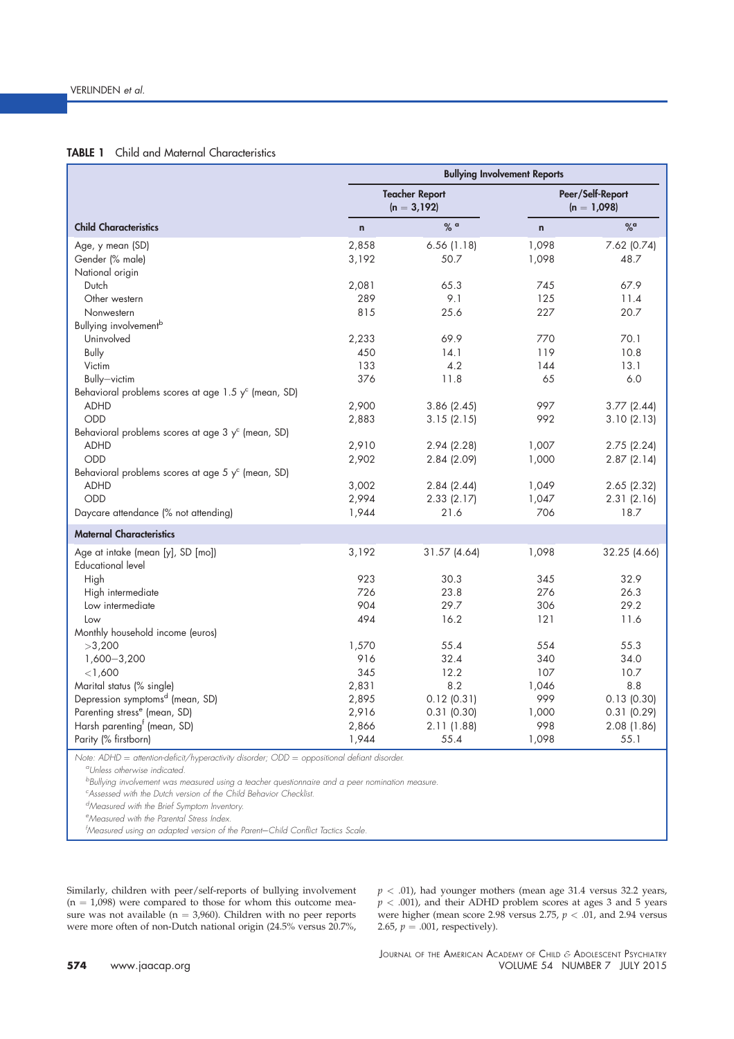**TABLE 1** Child and Maternal Characteristics

| | Bullying Involvement Reports | | | |
|---|---|---|---|---|
| | Teacher Report (n = 3,192) | | Peer/Self-Report (n = 1,098) | |
| **Child Characteristics** | n | % [a] | n | % [a] |
| Age, y mean (SD) | 2,858 | 6.56 (1.18) | 1,098 | 7.62 (0.74) |
| Gender (% male) | 3,192 | 50.7 | 1,098 | 48.7 |
| National origin | | | | |
| Dutch | 2,081 | 65.3 | 745 | 67.9 |
| Other western | 289 | 9.1 | 125 | 11.4 |
| Nonwestern | 815 | 25.6 | 227 | 20.7 |
| Bullying involvement[b] | | | | |
| Uninvolved | 2,233 | 69.9 | 770 | 70.1 |
| Bully | 450 | 14.1 | 119 | 10.8 |
| Victim | 133 | 4.2 | 144 | 13.1 |
| Bully–victim | 376 | 11.8 | 65 | 6.0 |
| Behavioral problems scores at age 1.5 y[c] (mean, SD) | | | | |
| ADHD | 2,900 | 3.86 (2.45) | 997 | 3.77 (2.44) |
| ODD | 2,883 | 3.15 (2.15) | 992 | 3.10 (2.13) |
| Behavioral problems scores at age 3 y[c] (mean, SD) | | | | |
| ADHD | 2,910 | 2.94 (2.28) | 1,007 | 2.75 (2.24) |
| ODD | 2,902 | 2.84 (2.09) | 1,000 | 2.87 (2.14) |
| Behavioral problems scores at age 5 y[c] (mean, SD) | | | | |
| ADHD | 3,002 | 2.84 (2.44) | 1,049 | 2.65 (2.32) |
| ODD | 2,994 | 2.33 (2.17) | 1,047 | 2.31 (2.16) |
| Daycare attendance (% not attending) | 1,944 | 21.6 | 706 | 18.7 |
| **Maternal Characteristics** | | | | |
| Age at intake (mean [y], SD [mo]) | 3,192 | 31.57 (4.64) | 1,098 | 32.25 (4.66) |
| Educational level | | | | |
| High | 923 | 30.3 | 345 | 32.9 |
| High intermediate | 726 | 23.8 | 276 | 26.3 |
| Low intermediate | 904 | 29.7 | 306 | 29.2 |
| Low | 494 | 16.2 | 121 | 11.6 |
| Monthly household income (euros) | | | | |
| >3,200 | 1,570 | 55.4 | 554 | 55.3 |
| 1,600–3,200 | 916 | 32.4 | 340 | 34.0 |
| <1,600 | 345 | 12.2 | 107 | 10.7 |
| Marital status (% single) | 2,831 | 8.2 | 1,046 | 8.8 |
| Depression symptoms[d] (mean, SD) | 2,895 | 0.12 (0.31) | 999 | 0.13 (0.30) |
| Parenting stress[e] (mean, SD) | 2,916 | 0.31 (0.30) | 1,000 | 0.31 (0.29) |
| Harsh parenting[f] (mean, SD) | 2,866 | 2.11 (1.88) | 998 | 2.08 (1.86) |
| Parity (% firstborn) | 1,944 | 55.4 | 1,098 | 55.1 |

*Note: ADHD = attention-deficit/hyperactivity disorder; ODD = oppositional defiant disorder.*
[a]*Unless otherwise indicated.*
[b]*Bullying involvement was measured using a teacher questionnaire and a peer nomination measure.*
[c]*Assessed with the Dutch version of the Child Behavior Checklist.*
[d]*Measured with the Brief Symptom Inventory.*
[e]*Measured with the Parental Stress Index.*
[f]*Measured using an adapted version of the Parent–Child Conflict Tactics Scale.*

Similarly, children with peer/self-reports of bullying involvement (n = 1,098) were compared to those for whom this outcome measure was not available (n = 3,960). Children with no peer reports were more often of non-Dutch national origin (24.5% versus 20.7%, $p < .01$), had younger mothers (mean age 31.4 versus 32.2 years, $p < .001$), and their ADHD problem scores at ages 3 and 5 years were higher (mean score 2.98 versus 2.75, $p < .01$, and 2.94 versus 2.65, $p = .001$, respectively).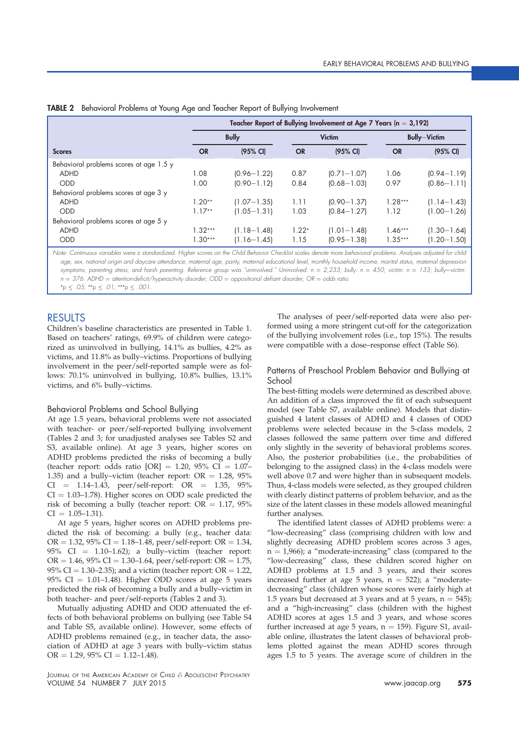**TABLE 2** Behavioral Problems at Young Age and Teacher Report of Bullying Involvement

| | Teacher Report of Bullying Involvement at Age 7 Years (n = 3,192) | | | | | |
|---|---|---|---|---|---|---|
| | Bully | | Victim | | Bully–Victim | |
| Scores | OR | (95% CI) | OR | (95% CI) | OR | (95% CI) |
| Behavioral problems scores at age 1.5 y | | | | | | |
| ADHD | 1.08 | (0.96–1.22) | 0.87 | (0.71–1.07) | 1.06 | (0.94–1.19) |
| ODD | 1.00 | (0.90–1.12) | 0.84 | (0.68–1.03) | 0.97 | (0.86–1.11) |
| Behavioral problems scores at age 3 y | | | | | | |
| ADHD | 1.20** | (1.07–1.35) | 1.11 | (0.90–1.37) | 1.28*** | (1.14–1.43) |
| ODD | 1.17** | (1.05–1.31) | 1.03 | (0.84–1.27) | 1.12 | (1.00–1.26) |
| Behavioral problems scores at age 5 y | | | | | | |
| ADHD | 1.32*** | (1.18–1.48) | 1.22* | (1.01–1.48) | 1.46*** | (1.30–1.64) |
| ODD | 1.30*** | (1.16–1.45) | 1.15 | (0.95–1.38) | 1.35*** | (1.20–1.50) |

*Note: Continuous variables were z standardized. Higher scores on the Child Behavior Checklist scales denote more behavioral problems. Analyses adjusted for child age, sex, national origin and daycare attendance, maternal age, parity, maternal educational level, monthly household income, marital status, maternal depression symptoms, parenting stress, and harsh parenting. Reference group was "uninvolved." Uninvolved: n = 2,233; bully: n = 450; victim: n = 133; bully–victim: n = 376. ADHD = attention-deficit/hyperactivity disorder; ODD = oppositional defiant disorder; OR = odds ratio.*

*p ≤ .05; **p ≤ .01; ***p ≤ .001.

## RESULTS

Children's baseline characteristics are presented in Table 1. Based on teachers' ratings, 69.9% of children were categorized as uninvolved in bullying, 14.1% as bullies, 4.2% as victims, and 11.8% as bully–victims. Proportions of bullying involvement in the peer/self-reported sample were as follows: 70.1% uninvolved in bullying, 10.8% bullies, 13.1% victims, and 6% bully–victims.

### Behavioral Problems and School Bullying

At age 1.5 years, behavioral problems were not associated with teacher- or peer/self-reported bullying involvement (Tables 2 and 3; for unadjusted analyses see Tables S2 and S3, available online). At age 3 years, higher scores on ADHD problems predicted the risks of becoming a bully (teacher report: odds ratio [OR] = 1.20, 95% CI = 1.07–1.35) and a bully–victim (teacher report: OR = 1.28, 95% CI = 1.14–1.43, peer/self-report: OR = 1.35, 95% CI = 1.03–1.78). Higher scores on ODD scale predicted the risk of becoming a bully (teacher report: OR = 1.17, 95% CI = 1.05–1.31).

At age 5 years, higher scores on ADHD problems predicted the risk of becoming: a bully (e.g., teacher data: OR = 1.32, 95% CI = 1.18–1.48, peer/self-report: OR = 1.34, 95% CI = 1.10–1.62); a bully–victim (teacher report: OR = 1.46, 95% CI = 1.30–1.64, peer/self-report: OR = 1.75, 95% CI = 1.30–2.35); and a victim (teacher report: OR = 1.22, 95% CI = 1.01–1.48). Higher ODD scores at age 5 years predicted the risk of becoming a bully and a bully–victim in both teacher- and peer/self-reports (Tables 2 and 3).

Mutually adjusting ADHD and ODD attenuated the effects of both behavioral problems on bullying (see Table S4 and Table S5, available online). However, some effects of ADHD problems remained (e.g., in teacher data, the association of ADHD at age 3 years with bully–victim status OR = 1.29, 95% CI = 1.12–1.48).

The analyses of peer/self-reported data were also performed using a more stringent cut-off for the categorization of the bullying involvement roles (i.e., top 15%). The results were compatible with a dose–response effect (Table S6).

### Patterns of Preschool Problem Behavior and Bullying at School

The best-fitting models were determined as described above. An addition of a class improved the fit of each subsequent model (see Table S7, available online). Models that distinguished 4 latent classes of ADHD and 4 classes of ODD problems were selected because in the 5-class models, 2 classes followed the same pattern over time and differed only slightly in the severity of behavioral problems scores. Also, the posterior probabilities (i.e., the probabilities of belonging to the assigned class) in the 4-class models were well above 0.7 and were higher than in subsequent models. Thus, 4-class models were selected, as they grouped children with clearly distinct patterns of problem behavior, and as the size of the latent classes in these models allowed meaningful further analyses.

The identified latent classes of ADHD problems were: a "low-decreasing" class (comprising children with low and slightly decreasing ADHD problem scores across 3 ages, n = 1,966); a "moderate-increasing" class (compared to the "low-decreasing" class, these children scored higher on ADHD problems at 1.5 and 3 years, and their scores increased further at age 5 years, n = 522); a "moderate-decreasing" class (children whose scores were fairly high at 1.5 years but decreased at 3 years and at 5 years, n = 545); and a "high-increasing" class (children with the highest ADHD scores at ages 1.5 and 3 years, and whose scores further increased at age 5 years, n = 159). Figure S1, available online, illustrates the latent classes of behavioral problems plotted against the mean ADHD scores through ages 1.5 to 5 years. The average score of children in the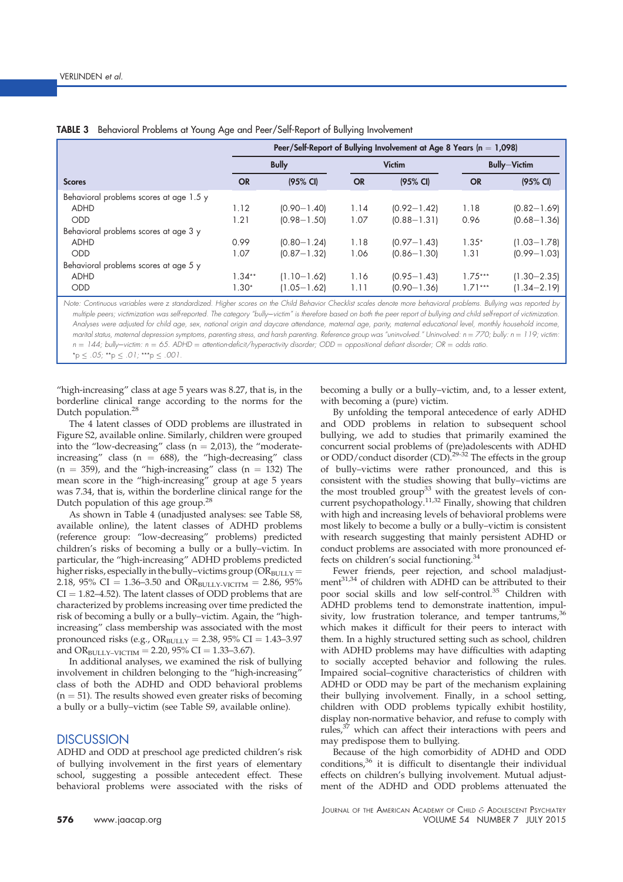**TABLE 3** Behavioral Problems at Young Age and Peer/Self-Report of Bullying Involvement

| | Peer/Self-Report of Bullying Involvement at Age 8 Years (n = 1,098) | | | | | |
|---|---|---|---|---|---|---|
| | Bully | | Victim | | Bully–Victim | |
| Scores | OR | (95% CI) | OR | (95% CI) | OR | (95% CI) |
| Behavioral problems scores at age 1.5 y | | | | | | |
| ADHD | 1.12 | (0.90–1.40) | 1.14 | (0.92–1.42) | 1.18 | (0.82–1.69) |
| ODD | 1.21 | (0.98–1.50) | 1.07 | (0.88–1.31) | 0.96 | (0.68–1.36) |
| Behavioral problems scores at age 3 y | | | | | | |
| ADHD | 0.99 | (0.80–1.24) | 1.18 | (0.97–1.43) | 1.35* | (1.03–1.78) |
| ODD | 1.07 | (0.87–1.32) | 1.06 | (0.86–1.30) | 1.31 | (0.99–1.03) |
| Behavioral problems scores at age 5 y | | | | | | |
| ADHD | 1.34** | (1.10–1.62) | 1.16 | (0.95–1.43) | 1.75*** | (1.30–2.35) |
| ODD | 1.30* | (1.05–1.62) | 1.11 | (0.90–1.36) | 1.71*** | (1.34–2.19) |

*Note:* Continuous variables were z standardized. Higher scores on the Child Behavior Checklist scales denote more behavioral problems. Bullying was reported by multiple peers; victimization was self-reported. The category "bully–victim" is therefore based on both the peer report of bullying and child self-report of victimization. Analyses were adjusted for child age, sex, national origin and daycare attendance, maternal age, parity, maternal educational level, monthly household income, marital status, maternal depression symptoms, parenting stress, and harsh parenting. Reference group was "uninvolved." Uninvolved: n = 770; bully: n = 119; victim: n = 144; bully–victim: n = 65. ADHD = attention-deficit/hyperactivity disorder; ODD = oppositional defiant disorder; OR = odds ratio.
*p ≤ .05; **p ≤ .01; ***p ≤ .001.

"high-increasing" class at age 5 years was 8.27, that is, in the borderline clinical range according to the norms for the Dutch population.[28]

The 4 latent classes of ODD problems are illustrated in Figure S2, available online. Similarly, children were grouped into the "low-decreasing" class (n = 2,013), the "moderate-increasing" class (n = 688), the "high-decreasing" class (n = 359), and the "high-increasing" class (n = 132) The mean score in the "high-increasing" group at age 5 years was 7.34, that is, within the borderline clinical range for the Dutch population of this age group.[28]

As shown in Table 4 (unadjusted analyses: see Table S8, available online), the latent classes of ADHD problems (reference group: "low-decreasing" problems) predicted children's risks of becoming a bully or a bully–victim. In particular, the "high-increasing" ADHD problems predicted higher risks, especially in the bully–victims group ($OR_{BULLY}$ = 2.18, 95% CI = 1.36–3.50 and $OR_{BULLY\text{-}VICTIM}$ = 2.86, 95% CI = 1.82–4.52). The latent classes of ODD problems that are characterized by problems increasing over time predicted the risk of becoming a bully or a bully–victim. Again, the "high-increasing" class membership was associated with the most pronounced risks (e.g., $OR_{BULLY}$ = 2.38, 95% CI = 1.43–3.97 and $OR_{BULLY\text{-}VICTIM}$ = 2.20, 95% CI = 1.33–3.67).

In additional analyses, we examined the risk of bullying involvement in children belonging to the "high-increasing" class of both the ADHD and ODD behavioral problems (n = 51). The results showed even greater risks of becoming a bully or a bully–victim (see Table S9, available online).

## DISCUSSION

ADHD and ODD at preschool age predicted children's risk of bullying involvement in the first years of elementary school, suggesting a possible antecedent effect. These behavioral problems were associated with the risks of becoming a bully or a bully–victim, and, to a lesser extent, with becoming a (pure) victim.

By unfolding the temporal antecedence of early ADHD and ODD problems in relation to subsequent school bullying, we add to studies that primarily examined the concurrent social problems of (pre)adolescents with ADHD or ODD/conduct disorder (CD).[29-32] The effects in the group of bully–victims were rather pronounced, and this is consistent with the studies showing that bully–victims are the most troubled group[33] with the greatest levels of concurrent psychopathology.[11,32] Finally, showing that children with high and increasing levels of behavioral problems were most likely to become a bully or a bully–victim is consistent with research suggesting that mainly persistent ADHD or conduct problems are associated with more pronounced effects on children's social functioning.[34]

Fewer friends, peer rejection, and school maladjustment[31,34] of children with ADHD can be attributed to their poor social skills and low self-control.[35] Children with ADHD problems tend to demonstrate inattention, impulsivity, low frustration tolerance, and temper tantrums,[36] which makes it difficult for their peers to interact with them. In a highly structured setting such as school, children with ADHD problems may have difficulties with adapting to socially accepted behavior and following the rules. Impaired social–cognitive characteristics of children with ADHD or ODD may be part of the mechanism explaining their bullying involvement. Finally, in a school setting, children with ODD problems typically exhibit hostility, display non-normative behavior, and refuse to comply with rules,[37] which can affect their interactions with peers and may predispose them to bullying.

Because of the high comorbidity of ADHD and ODD conditions,[36] it is difficult to disentangle their individual effects on children's bullying involvement. Mutual adjustment of the ADHD and ODD problems attenuated the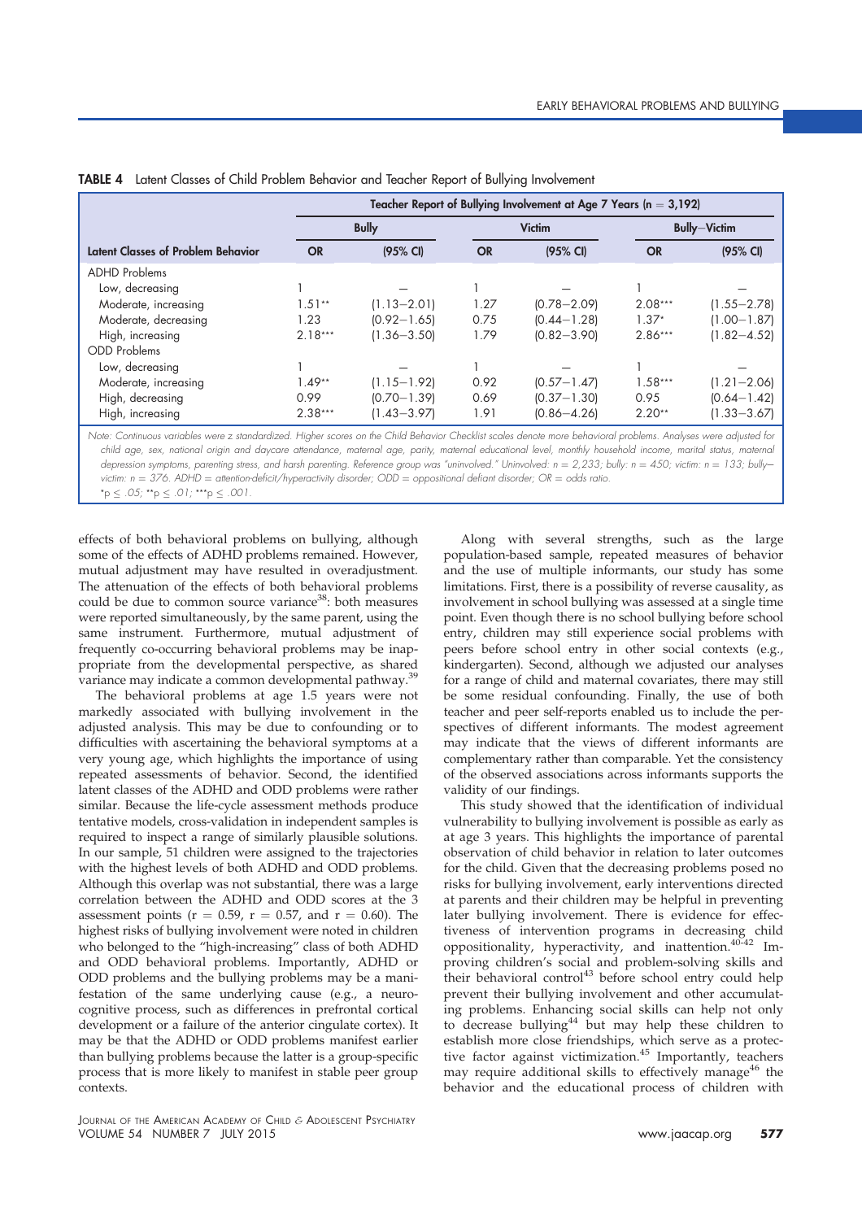**TABLE 4** Latent Classes of Child Problem Behavior and Teacher Report of Bullying Involvement

| Latent Classes of Problem Behavior | Teacher Report of Bullying Involvement at Age 7 Years (n = 3,192) | | | | | |
|---|---|---|---|---|---|---|
| | Bully | | Victim | | Bully–Victim | |
| | OR | (95% CI) | OR | (95% CI) | OR | (95% CI) |
| ADHD Problems | | | | | | |
| Low, decreasing | 1 | — | 1 | — | 1 | — |
| Moderate, increasing | 1.51** | (1.13–2.01) | 1.27 | (0.78–2.09) | 2.08*** | (1.55–2.78) |
| Moderate, decreasing | 1.23 | (0.92–1.65) | 0.75 | (0.44–1.28) | 1.37* | (1.00–1.87) |
| High, increasing | 2.18*** | (1.36–3.50) | 1.79 | (0.82–3.90) | 2.86*** | (1.82–4.52) |
| ODD Problems | | | | | | |
| Low, decreasing | 1 | — | 1 | — | 1 | — |
| Moderate, increasing | 1.49** | (1.15–1.92) | 0.92 | (0.57–1.47) | 1.58*** | (1.21–2.06) |
| High, decreasing | 0.99 | (0.70–1.39) | 0.69 | (0.37–1.30) | 0.95 | (0.64–1.42) |
| High, increasing | 2.38*** | (1.43–3.97) | 1.91 | (0.86–4.26) | 2.20** | (1.33–3.67) |

*Note: Continuous variables were z standardized. Higher scores on the Child Behavior Checklist scales denote more behavioral problems. Analyses were adjusted for child age, sex, national origin and daycare attendance, maternal age, parity, maternal educational level, monthly household income, marital status, maternal depression symptoms, parenting stress, and harsh parenting. Reference group was "uninvolved." Uninvolved: n = 2,233; bully: n = 450; victim: n = 133; bully–victim: n = 376. ADHD = attention-deficit/hyperactivity disorder; ODD = oppositional defiant disorder; OR = odds ratio.*

*$p \leq .05$; **$p \leq .01$; ***$p \leq .001$.

effects of both behavioral problems on bullying, although some of the effects of ADHD problems remained. However, mutual adjustment may have resulted in overadjustment. The attenuation of the effects of both behavioral problems could be due to common source variance[38]: both measures were reported simultaneously, by the same parent, using the same instrument. Furthermore, mutual adjustment of frequently co-occurring behavioral problems may be inappropriate from the developmental perspective, as shared variance may indicate a common developmental pathway.[39]

The behavioral problems at age 1.5 years were not markedly associated with bullying involvement in the adjusted analysis. This may be due to confounding or to difficulties with ascertaining the behavioral symptoms at a very young age, which highlights the importance of using repeated assessments of behavior. Second, the identified latent classes of the ADHD and ODD problems were rather similar. Because the life-cycle assessment methods produce tentative models, cross-validation in independent samples is required to inspect a range of similarly plausible solutions. In our sample, 51 children were assigned to the trajectories with the highest levels of both ADHD and ODD problems. Although this overlap was not substantial, there was a large correlation between the ADHD and ODD scores at the 3 assessment points ($r = 0.59$, $r = 0.57$, and $r = 0.60$). The highest risks of bullying involvement were noted in children who belonged to the "high-increasing" class of both ADHD and ODD behavioral problems. Importantly, ADHD or ODD problems and the bullying problems may be a manifestation of the same underlying cause (e.g., a neurocognitive process, such as differences in prefrontal cortical development or a failure of the anterior cingulate cortex). It may be that the ADHD or ODD problems manifest earlier than bullying problems because the latter is a group-specific process that is more likely to manifest in stable peer group contexts.

Along with several strengths, such as the large population-based sample, repeated measures of behavior and the use of multiple informants, our study has some limitations. First, there is a possibility of reverse causality, as involvement in school bullying was assessed at a single time point. Even though there is no school bullying before school entry, children may still experience social problems with peers before school entry in other social contexts (e.g., kindergarten). Second, although we adjusted our analyses for a range of child and maternal covariates, there may still be some residual confounding. Finally, the use of both teacher and peer self-reports enabled us to include the perspectives of different informants. The modest agreement may indicate that the views of different informants are complementary rather than comparable. Yet the consistency of the observed associations across informants supports the validity of our findings.

This study showed that the identification of individual vulnerability to bullying involvement is possible as early as at age 3 years. This highlights the importance of parental observation of child behavior in relation to later outcomes for the child. Given that the decreasing problems posed no risks for bullying involvement, early interventions directed at parents and their children may be helpful in preventing later bullying involvement. There is evidence for effectiveness of intervention programs in decreasing child oppositionality, hyperactivity, and inattention.[40-42] Improving children's social and problem-solving skills and their behavioral control[43] before school entry could help prevent their bullying involvement and other accumulating problems. Enhancing social skills can help not only to decrease bullying[44] but may help these children to establish more close friendships, which serve as a protective factor against victimization.[45] Importantly, teachers may require additional skills to effectively manage[46] the behavior and the educational process of children with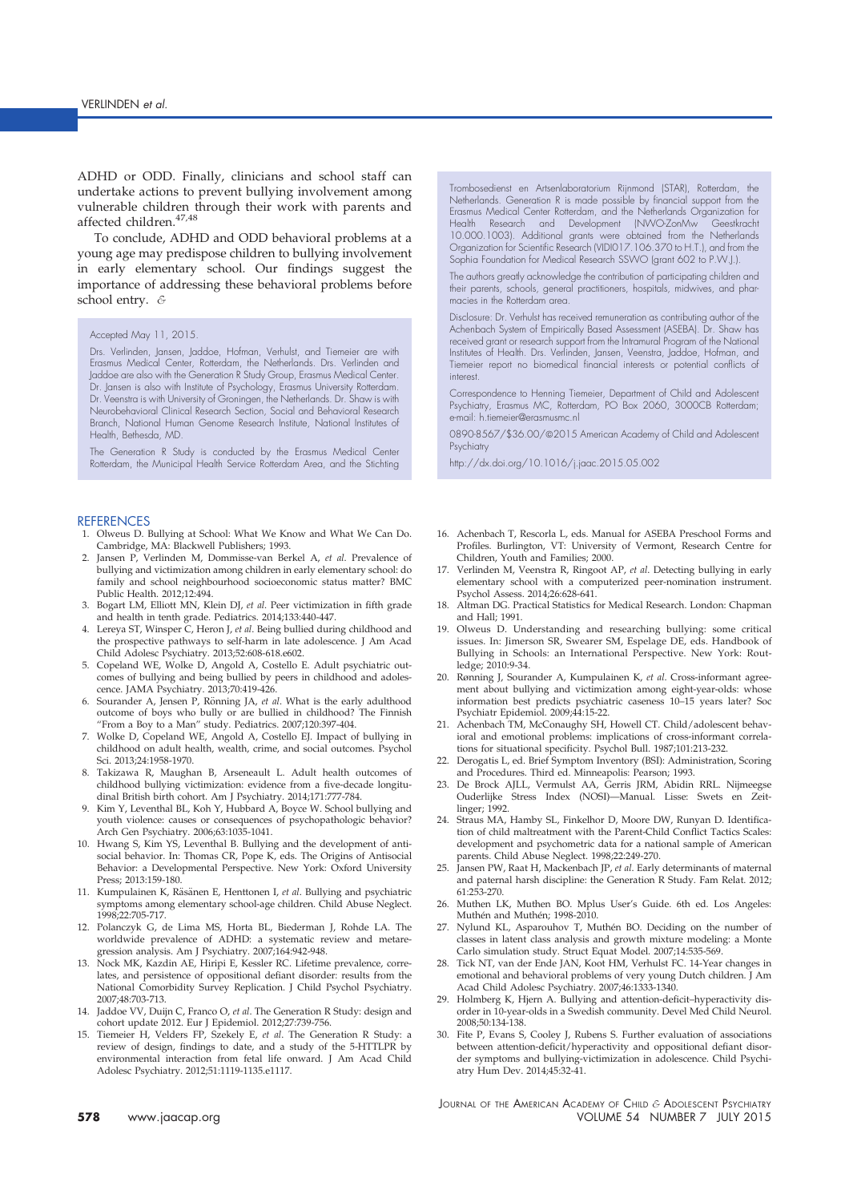ADHD or ODD. Finally, clinicians and school staff can undertake actions to prevent bullying involvement among vulnerable children through their work with parents and affected children.[47,48]

To conclude, ADHD and ODD behavioral problems at a young age may predispose children to bullying involvement in early elementary school. Our findings suggest the importance of addressing these behavioral problems before school entry.

Accepted May 11, 2015.

Drs. Verlinden, Jansen, Jaddoe, Hofman, Verhulst, and Tiemeier are with Erasmus Medical Center, Rotterdam, the Netherlands. Drs. Verlinden and Jaddoe are also with the Generation R Study Group, Erasmus Medical Center. Dr. Jansen is also with Institute of Psychology, Erasmus University Rotterdam. Dr. Veenstra is with University of Groningen, the Netherlands. Dr. Shaw is with Neurobehavioral Clinical Research Section, Social and Behavioral Research Branch, National Human Genome Research Institute, National Institutes of Health, Bethesda, MD.

The Generation R Study is conducted by the Erasmus Medical Center Rotterdam, the Municipal Health Service Rotterdam Area, and the Stichting Trombosedienst en Artsenlaboratorium Rijnmond (STAR), Rotterdam, the Netherlands. Generation R is made possible by financial support from the Erasmus Medical Center Rotterdam, and the Netherlands Organization for Health Research and Development (NWO-ZonMw Geestkracht 10.000.1003). Additional grants were obtained from the Netherlands Organization for Scientific Research (VIDI017.106.370 to H.T.), and from the Sophia Foundation for Medical Research SSWO (grant 602 to P.W.J.).

The authors greatly acknowledge the contribution of participating children and their parents, schools, general practitioners, hospitals, midwives, and pharmacies in the Rotterdam area.

Disclosure: Dr. Verhulst has received remuneration as contributing author of the Achenbach System of Empirically Based Assessment (ASEBA). Dr. Shaw has received grant or research support from the Intramural Program of the National Institutes of Health. Drs. Verlinden, Jansen, Veenstra, Jaddoe, Hofman, and Tiemeier report no biomedical financial interests or potential conflicts of interest.

Correspondence to Henning Tiemeier, Department of Child and Adolescent Psychiatry, Erasmus MC, Rotterdam, PO Box 2060, 3000CB Rotterdam; e-mail: h.tiemeier@erasmusmc.nl

0890-8567/$36.00/©2015 American Academy of Child and Adolescent Psychiatry

http://dx.doi.org/10.1016/j.jaac.2015.05.002

## REFERENCES

1. Olweus D. Bullying at School: What We Know and What We Can Do. Cambridge, MA: Blackwell Publishers; 1993.
2. Jansen P, Verlinden M, Dommisse-van Berkel A, *et al*. Prevalence of bullying and victimization among children in early elementary school: do family and school neighbourhood socioeconomic status matter? BMC Public Health. 2012;12:494.
3. Bogart LM, Elliott MN, Klein DJ, *et al*. Peer victimization in fifth grade and health in tenth grade. Pediatrics. 2014;133:440-447.
4. Lereya ST, Winsper C, Heron J, *et al*. Being bullied during childhood and the prospective pathways to self-harm in late adolescence. J Am Acad Child Adolesc Psychiatry. 2013;52:608-618.e602.
5. Copeland WE, Wolke D, Angold A, Costello E. Adult psychiatric outcomes of bullying and being bullied by peers in childhood and adolescence. JAMA Psychiatry. 2013;70:419-426.
6. Sourander A, Jensen P, Rönning JA, *et al*. What is the early adulthood outcome of boys who bully or are bullied in childhood? The Finnish "From a Boy to a Man" study. Pediatrics. 2007;120:397-404.
7. Wolke D, Copeland WE, Angold A, Costello EJ. Impact of bullying in childhood on adult health, wealth, crime, and social outcomes. Psychol Sci. 2013;24:1958-1970.
8. Takizawa R, Maughan B, Arseneault L. Adult health outcomes of childhood bullying victimization: evidence from a five-decade longitudinal British birth cohort. Am J Psychiatry. 2014;171:777-784.
9. Kim Y, Leventhal BL, Koh Y, Hubbard A, Boyce W. School bullying and youth violence: causes or consequences of psychopathologic behavior? Arch Gen Psychiatry. 2006;63:1035-1041.
10. Hwang S, Kim YS, Leventhal B. Bullying and the development of antisocial behavior. In: Thomas CR, Pope K, eds. The Origins of Antisocial Behavior: A Developmental Perspective. New York: Oxford University Press; 2013:159-180.
11. Kumpulainen K, Räsänen E, Henttonen I, *et al*. Bullying and psychiatric symptoms among elementary school-age children. Child Abuse Neglect. 1998;22:705-717.
12. Polanczyk G, de Lima MS, Horta BL, Biederman J, Rohde LA. The worldwide prevalence of ADHD: a systematic review and metaregression analysis. Am J Psychiatry. 2007;164:942-948.
13. Nock MK, Kazdin AE, Hiripi E, Kessler RC. Lifetime prevalence, correlates, and persistence of oppositional defiant disorder: results from the National Comorbidity Survey Replication. J Child Psychol Psychiatry. 2007;48:703-713.
14. Jaddoe VV, Duijn C, Franco O, *et al*. The Generation R Study: design and cohort update 2012. Eur J Epidemiol. 2012;27:739-756.
15. Tiemeier H, Velders FP, Szekely E, *et al*. The Generation R Study: a review of design, findings to date, and a study of the 5-HTTLPR by environmental interaction from fetal life onward. J Am Acad Child Adolesc Psychiatry. 2012;51:1119-1135.e1117.
16. Achenbach T, Rescorla L, eds. Manual for ASEBA Preschool Forms and Profiles. Burlington, VT: University of Vermont, Research Centre for Children, Youth and Families; 2000.
17. Verlinden M, Veenstra R, Ringoot AP, *et al*. Detecting bullying in early elementary school with a computerized peer-nomination instrument. Psychol Assess. 2014;26:628-641.
18. Altman DG. Practical Statistics for Medical Research. London: Chapman and Hall; 1991.
19. Olweus D. Understanding and researching bullying: some critical issues. In: Jimerson SR, Swearer SM, Espelage DE, eds. Handbook of Bullying in Schools: an International Perspective. New York: Routledge; 2010:9-34.
20. Rønning J, Sourander A, Kumpulainen K, *et al*. Cross-informant agreement about bullying and victimization among eight-year-olds: whose information best predicts psychiatric caseness 10–15 years later? Soc Psychiatr Epidemiol. 2009;44:15-22.
21. Achenbach TM, McConaughy SH, Howell CT. Child/adolescent behavioral and emotional problems: implications of cross-informant correlations for situational specificity. Psychol Bull. 1987;101:213-232.
22. Derogatis L, ed. Brief Symptom Inventory (BSI): Administration, Scoring and Procedures. Third ed. Minneapolis: Pearson; 1993.
23. De Brock AJLL, Vermulst AA, Gerris JRM, Abidin RRL. Nijmeegse Ouderlijke Stress Index (NOSI)—Manual. Lisse: Swets en Zeitlinger; 1992.
24. Straus MA, Hamby SL, Finkelhor D, Moore DW, Runyan D. Identification of child maltreatment with the Parent-Child Conflict Tactics Scales: development and psychometric data for a national sample of American parents. Child Abuse Neglect. 1998;22:249-270.
25. Jansen PW, Raat H, Mackenbach JP, *et al*. Early determinants of maternal and paternal harsh discipline: the Generation R Study. Fam Relat. 2012;61:253-270.
26. Muthen LK, Muthen BO. Mplus User's Guide. 6th ed. Los Angeles: Muthén and Muthén; 1998-2010.
27. Nylund KL, Asparouhov T, Muthén BO. Deciding on the number of classes in latent class analysis and growth mixture modeling: a Monte Carlo simulation study. Struct Equat Model. 2007;14:535-569.
28. Tick NT, van der Ende JAN, Koot HM, Verhulst FC. 14-Year changes in emotional and behavioral problems of very young Dutch children. J Am Acad Child Adolesc Psychiatry. 2007;46:1333-1340.
29. Holmberg K, Hjern A. Bullying and attention-deficit–hyperactivity disorder in 10-year-olds in a Swedish community. Devel Med Child Neurol. 2008;50:134-138.
30. Fite P, Evans S, Cooley J, Rubens S. Further evaluation of associations between attention-deficit/hyperactivity and oppositional defiant disorder symptoms and bullying-victimization in adolescence. Child Psychiatry Hum Dev. 2014;45:32-41.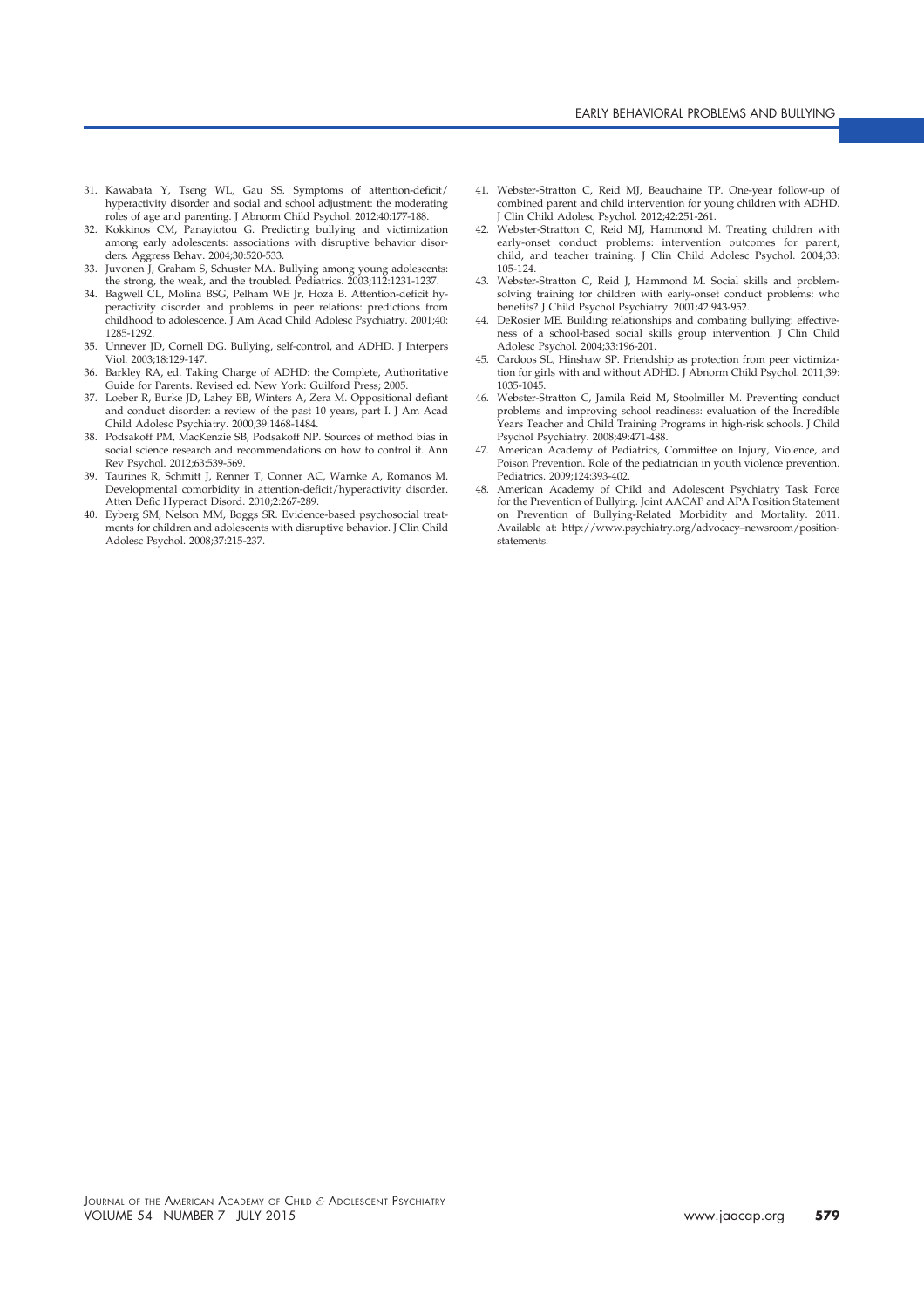31. Kawabata Y, Tseng WL, Gau SS. Symptoms of attention-deficit/hyperactivity disorder and social and school adjustment: the moderating roles of age and parenting. J Abnorm Child Psychol. 2012;40:177-188.
32. Kokkinos CM, Panayiotou G. Predicting bullying and victimization among early adolescents: associations with disruptive behavior disorders. Aggress Behav. 2004;30:520-533.
33. Juvonen J, Graham S, Schuster MA. Bullying among young adolescents: the strong, the weak, and the troubled. Pediatrics. 2003;112:1231-1237.
34. Bagwell CL, Molina BSG, Pelham WE Jr, Hoza B. Attention-deficit hyperactivity disorder and problems in peer relations: predictions from childhood to adolescence. J Am Acad Child Adolesc Psychiatry. 2001;40:1285-1292.
35. Unnever JD, Cornell DG. Bullying, self-control, and ADHD. J Interpers Viol. 2003;18:129-147.
36. Barkley RA, ed. Taking Charge of ADHD: the Complete, Authoritative Guide for Parents. Revised ed. New York: Guilford Press; 2005.
37. Loeber R, Burke JD, Lahey BB, Winters A, Zera M. Oppositional defiant and conduct disorder: a review of the past 10 years, part I. J Am Acad Child Adolesc Psychiatry. 2000;39:1468-1484.
38. Podsakoff PM, MacKenzie SB, Podsakoff NP. Sources of method bias in social science research and recommendations on how to control it. Ann Rev Psychol. 2012;63:539-569.
39. Taurines R, Schmitt J, Renner T, Conner AC, Warnke A, Romanos M. Developmental comorbidity in attention-deficit/hyperactivity disorder. Atten Defic Hyperact Disord. 2010;2:267-289.
40. Eyberg SM, Nelson MM, Boggs SR. Evidence-based psychosocial treatments for children and adolescents with disruptive behavior. J Clin Child Adolesc Psychol. 2008;37:215-237.
41. Webster-Stratton C, Reid MJ, Beauchaine TP. One-year follow-up of combined parent and child intervention for young children with ADHD. J Clin Child Adolesc Psychol. 2012;42:251-261.
42. Webster-Stratton C, Reid MJ, Hammond M. Treating children with early-onset conduct problems: intervention outcomes for parent, child, and teacher training. J Clin Child Adolesc Psychol. 2004;33:105-124.
43. Webster-Stratton C, Reid J, Hammond M. Social skills and problem-solving training for children with early-onset conduct problems: who benefits? J Child Psychol Psychiatry. 2001;42:943-952.
44. DeRosier ME. Building relationships and combating bullying: effectiveness of a school-based social skills group intervention. J Clin Child Adolesc Psychol. 2004;33:196-201.
45. Cardoos SL, Hinshaw SP. Friendship as protection from peer victimization for girls with and without ADHD. J Abnorm Child Psychol. 2011;39:1035-1045.
46. Webster-Stratton C, Jamila Reid M, Stoolmiller M. Preventing conduct problems and improving school readiness: evaluation of the Incredible Years Teacher and Child Training Programs in high-risk schools. J Child Psychol Psychiatry. 2008;49:471-488.
47. American Academy of Pediatrics, Committee on Injury, Violence, and Poison Prevention. Role of the pediatrician in youth violence prevention. Pediatrics. 2009;124:393-402.
48. American Academy of Child and Adolescent Psychiatry Task Force for the Prevention of Bullying. Joint AACAP and APA Position Statement on Prevention of Bullying-Related Morbidity and Mortality. 2011. Available at: http://www.psychiatry.org/advocacy–newsroom/position-statements.